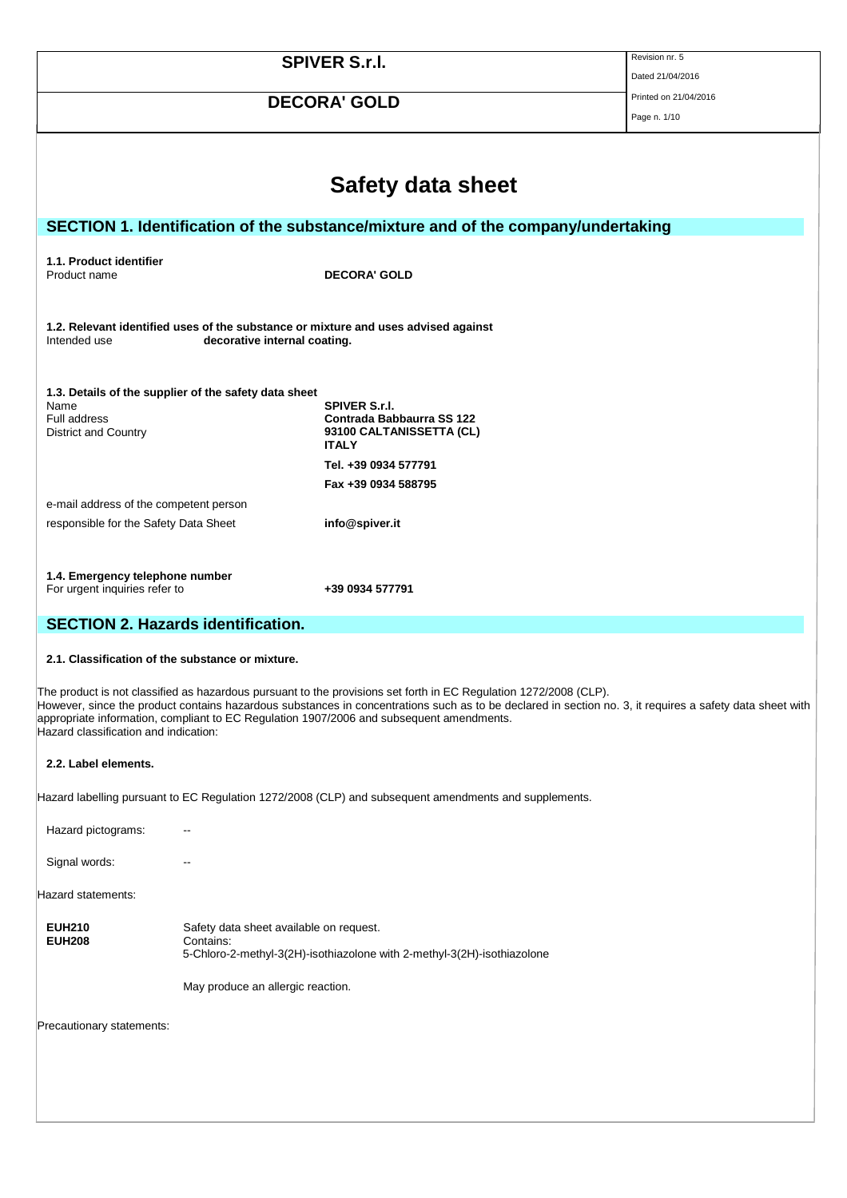# Safety data sheet

## SECTION 1. Identification of the substance/mixture and of the company/undertaking

**1.1. Product identifier**

Product name **DECORA' GOLD**

**1.2. Relevant identified uses of the substance or mixture and uses advised against**

Intended use **decorative internal coating.**

**1.3. Details of the supplier of the safety data sheet**

| | |
|---|---|
| Name | **SPIVER S.r.l.** |
| Full address | **Contrada Babbaurra SS 122** |
| District and Country | **93100 CALTANISSETTA (CL)** |
| | **ITALY** |
| | **Tel. +39 0934 577791** |
| | **Fax +39 0934 588795** |
| e-mail address of the competent person responsible for the Safety Data Sheet | **info@spiver.it** |

**1.4. Emergency telephone number**

For urgent inquiries refer to **+39 0934 577791**

## SECTION 2. Hazards identification.

**2.1. Classification of the substance or mixture.**

The product is not classified as hazardous pursuant to the provisions set forth in EC Regulation 1272/2008 (CLP).
However, since the product contains hazardous substances in concentrations such as to be declared in section no. 3, it requires a safety data sheet with appropriate information, compliant to EC Regulation 1907/2006 and subsequent amendments.
Hazard classification and indication:

**2.2. Label elements.**

Hazard labelling pursuant to EC Regulation 1272/2008 (CLP) and subsequent amendments and supplements.

Hazard pictograms: --

Signal words: --

Hazard statements:

**EUH210** Safety data sheet available on request.
**EUH208** Contains:
5-Chloro-2-methyl-3(2H)-isothiazolone with 2-methyl-3(2H)-isothiazolone

May produce an allergic reaction.

Precautionary statements: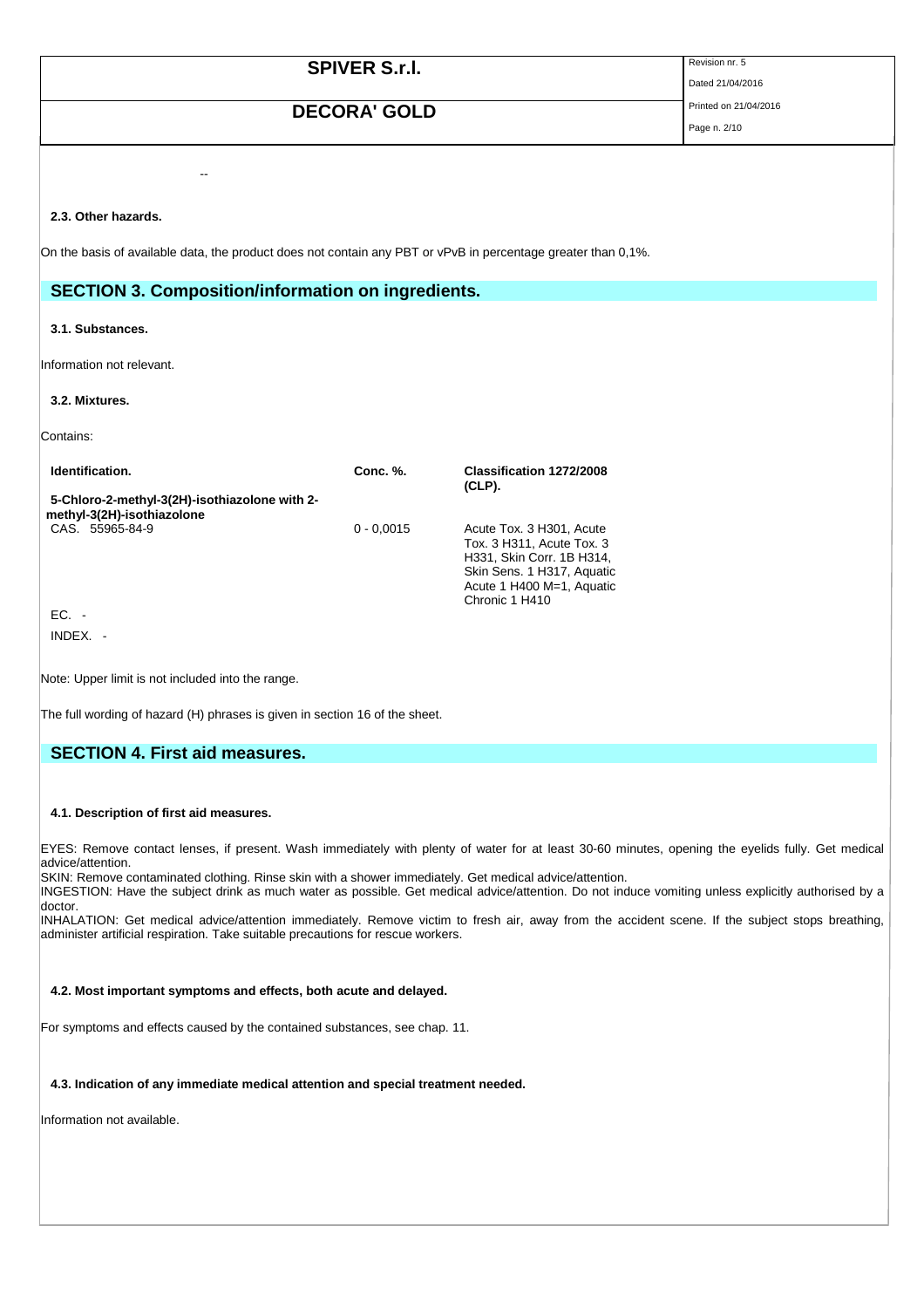--

### 2.3. Other hazards.

On the basis of available data, the product does not contain any PBT or vPvB in percentage greater than 0,1%.

## SECTION 3. Composition/information on ingredients.

### 3.1. Substances.

Information not relevant.

### 3.2. Mixtures.

Contains:

| Identification. | Conc. %. | Classification 1272/2008 (CLP). |
|---|---|---|
| **5-Chloro-2-methyl-3(2H)-isothiazolone with 2-methyl-3(2H)-isothiazolone** | | |
| CAS. 55965-84-9 | 0 - 0,0015 | Acute Tox. 3 H301, Acute Tox. 3 H311, Acute Tox. 3 H331, Skin Corr. 1B H314, Skin Sens. 1 H317, Aquatic Acute 1 H400 M=1, Aquatic Chronic 1 H410 |
| EC. - | | |
| INDEX. - | | |

Note: Upper limit is not included into the range.

The full wording of hazard (H) phrases is given in section 16 of the sheet.

## SECTION 4. First aid measures.

### 4.1. Description of first aid measures.

EYES: Remove contact lenses, if present. Wash immediately with plenty of water for at least 30-60 minutes, opening the eyelids fully. Get medical advice/attention.
SKIN: Remove contaminated clothing. Rinse skin with a shower immediately. Get medical advice/attention.
INGESTION: Have the subject drink as much water as possible. Get medical advice/attention. Do not induce vomiting unless explicitly authorised by a doctor.
INHALATION: Get medical advice/attention immediately. Remove victim to fresh air, away from the accident scene. If the subject stops breathing, administer artificial respiration. Take suitable precautions for rescue workers.

### 4.2. Most important symptoms and effects, both acute and delayed.

For symptoms and effects caused by the contained substances, see chap. 11.

### 4.3. Indication of any immediate medical attention and special treatment needed.

Information not available.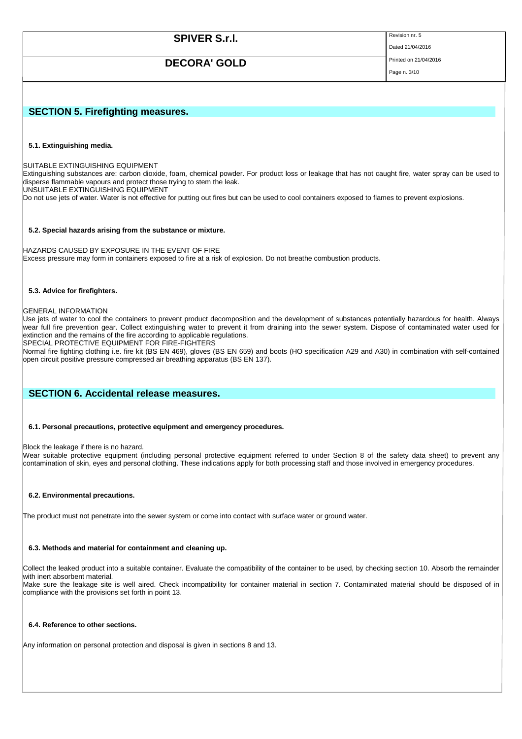## SECTION 5. Firefighting measures.

### 5.1. Extinguishing media.

SUITABLE EXTINGUISHING EQUIPMENT
Extinguishing substances are: carbon dioxide, foam, chemical powder. For product loss or leakage that has not caught fire, water spray can be used to disperse flammable vapours and protect those trying to stem the leak.
UNSUITABLE EXTINGUISHING EQUIPMENT
Do not use jets of water. Water is not effective for putting out fires but can be used to cool containers exposed to flames to prevent explosions.

### 5.2. Special hazards arising from the substance or mixture.

HAZARDS CAUSED BY EXPOSURE IN THE EVENT OF FIRE
Excess pressure may form in containers exposed to fire at a risk of explosion. Do not breathe combustion products.

### 5.3. Advice for firefighters.

GENERAL INFORMATION
Use jets of water to cool the containers to prevent product decomposition and the development of substances potentially hazardous for health. Always wear full fire prevention gear. Collect extinguishing water to prevent it from draining into the sewer system. Dispose of contaminated water used for extinction and the remains of the fire according to applicable regulations.
SPECIAL PROTECTIVE EQUIPMENT FOR FIRE-FIGHTERS
Normal fire fighting clothing i.e. fire kit (BS EN 469), gloves (BS EN 659) and boots (HO specification A29 and A30) in combination with self-contained open circuit positive pressure compressed air breathing apparatus (BS EN 137).

## SECTION 6. Accidental release measures.

### 6.1. Personal precautions, protective equipment and emergency procedures.

Block the leakage if there is no hazard.
Wear suitable protective equipment (including personal protective equipment referred to under Section 8 of the safety data sheet) to prevent any contamination of skin, eyes and personal clothing. These indications apply for both processing staff and those involved in emergency procedures.

### 6.2. Environmental precautions.

The product must not penetrate into the sewer system or come into contact with surface water or ground water.

### 6.3. Methods and material for containment and cleaning up.

Collect the leaked product into a suitable container. Evaluate the compatibility of the container to be used, by checking section 10. Absorb the remainder with inert absorbent material.
Make sure the leakage site is well aired. Check incompatibility for container material in section 7. Contaminated material should be disposed of in compliance with the provisions set forth in point 13.

### 6.4. Reference to other sections.

Any information on personal protection and disposal is given in sections 8 and 13.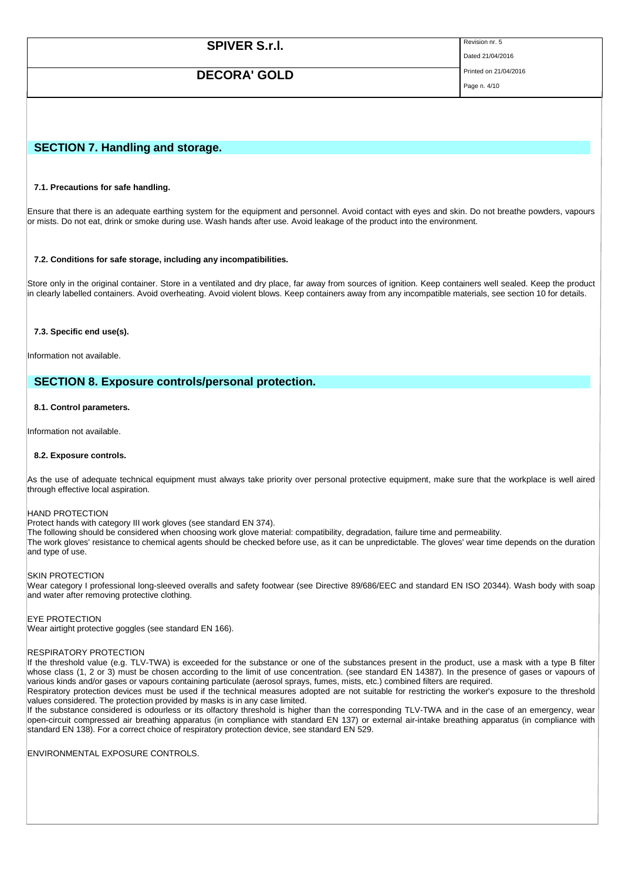## SECTION 7. Handling and storage.

### 7.1. Precautions for safe handling.

Ensure that there is an adequate earthing system for the equipment and personnel. Avoid contact with eyes and skin. Do not breathe powders, vapours or mists. Do not eat, drink or smoke during use. Wash hands after use. Avoid leakage of the product into the environment.

### 7.2. Conditions for safe storage, including any incompatibilities.

Store only in the original container. Store in a ventilated and dry place, far away from sources of ignition. Keep containers well sealed. Keep the product in clearly labelled containers. Avoid overheating. Avoid violent blows. Keep containers away from any incompatible materials, see section 10 for details.

### 7.3. Specific end use(s).

Information not available.

## SECTION 8. Exposure controls/personal protection.

### 8.1. Control parameters.

Information not available.

### 8.2. Exposure controls.

As the use of adequate technical equipment must always take priority over personal protective equipment, make sure that the workplace is well aired through effective local aspiration.

HAND PROTECTION
Protect hands with category III work gloves (see standard EN 374).
The following should be considered when choosing work glove material: compatibility, degradation, failure time and permeability.
The work gloves' resistance to chemical agents should be checked before use, as it can be unpredictable. The gloves' wear time depends on the duration and type of use.

SKIN PROTECTION
Wear category I professional long-sleeved overalls and safety footwear (see Directive 89/686/EEC and standard EN ISO 20344). Wash body with soap and water after removing protective clothing.

EYE PROTECTION
Wear airtight protective goggles (see standard EN 166).

RESPIRATORY PROTECTION
If the threshold value (e.g. TLV-TWA) is exceeded for the substance or one of the substances present in the product, use a mask with a type B filter whose class (1, 2 or 3) must be chosen according to the limit of use concentration. (see standard EN 14387). In the presence of gases or vapours of various kinds and/or gases or vapours containing particulate (aerosol sprays, fumes, mists, etc.) combined filters are required.
Respiratory protection devices must be used if the technical measures adopted are not suitable for restricting the worker's exposure to the threshold values considered. The protection provided by masks is in any case limited.
If the substance considered is odourless or its olfactory threshold is higher than the corresponding TLV-TWA and in the case of an emergency, wear open-circuit compressed air breathing apparatus (in compliance with standard EN 137) or external air-intake breathing apparatus (in compliance with standard EN 138). For a correct choice of respiratory protection device, see standard EN 529.

ENVIRONMENTAL EXPOSURE CONTROLS.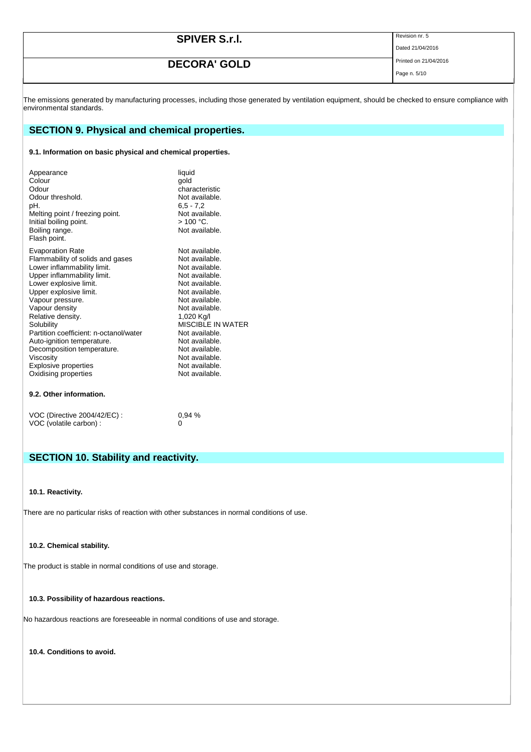The emissions generated by manufacturing processes, including those generated by ventilation equipment, should be checked to ensure compliance with environmental standards.

## SECTION 9. Physical and chemical properties.

### 9.1. Information on basic physical and chemical properties.

| | |
|---|---|
| Appearance | liquid |
| Colour | gold |
| Odour | characteristic |
| Odour threshold. | Not available. |
| pH. | 6,5 - 7,2 |
| Melting point / freezing point. | Not available. |
| Initial boiling point. | > 100 °C. |
| Boiling range. | Not available. |
| Flash point. | |
| Evaporation Rate | Not available. |
| Flammability of solids and gases | Not available. |
| Lower inflammability limit. | Not available. |
| Upper inflammability limit. | Not available. |
| Lower explosive limit. | Not available. |
| Upper explosive limit. | Not available. |
| Vapour pressure. | Not available. |
| Vapour density | Not available. |
| Relative density. | 1,020 Kg/l |
| Solubility | MISCIBLE IN WATER |
| Partition coefficient: n-octanol/water | Not available. |
| Auto-ignition temperature. | Not available. |
| Decomposition temperature. | Not available. |
| Viscosity | Not available. |
| Explosive properties | Not available. |
| Oxidising properties | Not available. |

### 9.2. Other information.

| | |
|---|---|
| VOC (Directive 2004/42/EC) : | 0,94 % |
| VOC (volatile carbon) : | 0 |

## SECTION 10. Stability and reactivity.

### 10.1. Reactivity.

There are no particular risks of reaction with other substances in normal conditions of use.

### 10.2. Chemical stability.

The product is stable in normal conditions of use and storage.

### 10.3. Possibility of hazardous reactions.

No hazardous reactions are foreseeable in normal conditions of use and storage.

### 10.4. Conditions to avoid.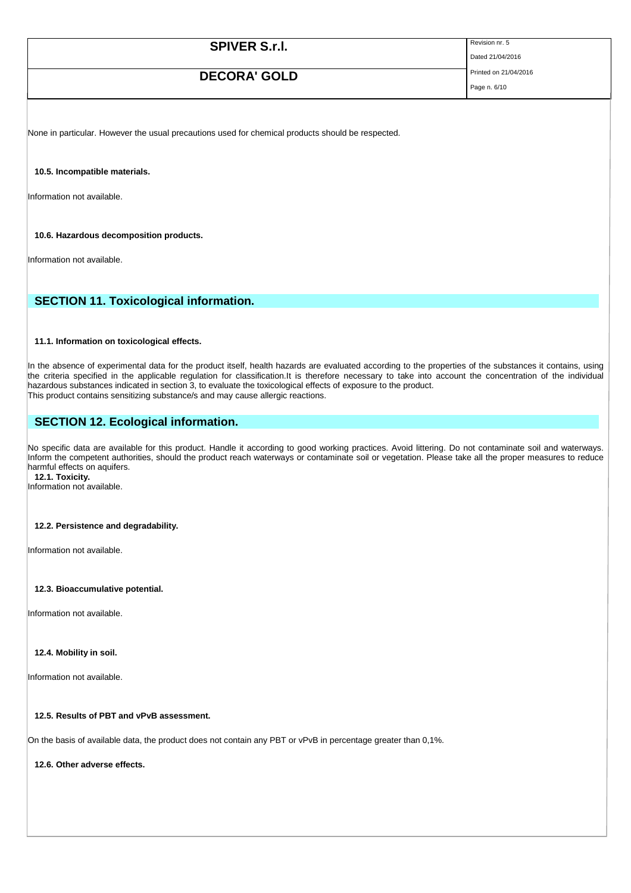None in particular. However the usual precautions used for chemical products should be respected.

**10.5. Incompatible materials.**

Information not available.

**10.6. Hazardous decomposition products.**

Information not available.

## SECTION 11. Toxicological information.

**11.1. Information on toxicological effects.**

In the absence of experimental data for the product itself, health hazards are evaluated according to the properties of the substances it contains, using the criteria specified in the applicable regulation for classification.It is therefore necessary to take into account the concentration of the individual hazardous substances indicated in section 3, to evaluate the toxicological effects of exposure to the product.
This product contains sensitizing substance/s and may cause allergic reactions.

## SECTION 12. Ecological information.

No specific data are available for this product. Handle it according to good working practices. Avoid littering. Do not contaminate soil and waterways. Inform the competent authorities, should the product reach waterways or contaminate soil or vegetation. Please take all the proper measures to reduce harmful effects on aquifers.

**12.1. Toxicity.**

Information not available.

**12.2. Persistence and degradability.**

Information not available.

**12.3. Bioaccumulative potential.**

Information not available.

**12.4. Mobility in soil.**

Information not available.

**12.5. Results of PBT and vPvB assessment.**

On the basis of available data, the product does not contain any PBT or vPvB in percentage greater than 0,1%.

**12.6. Other adverse effects.**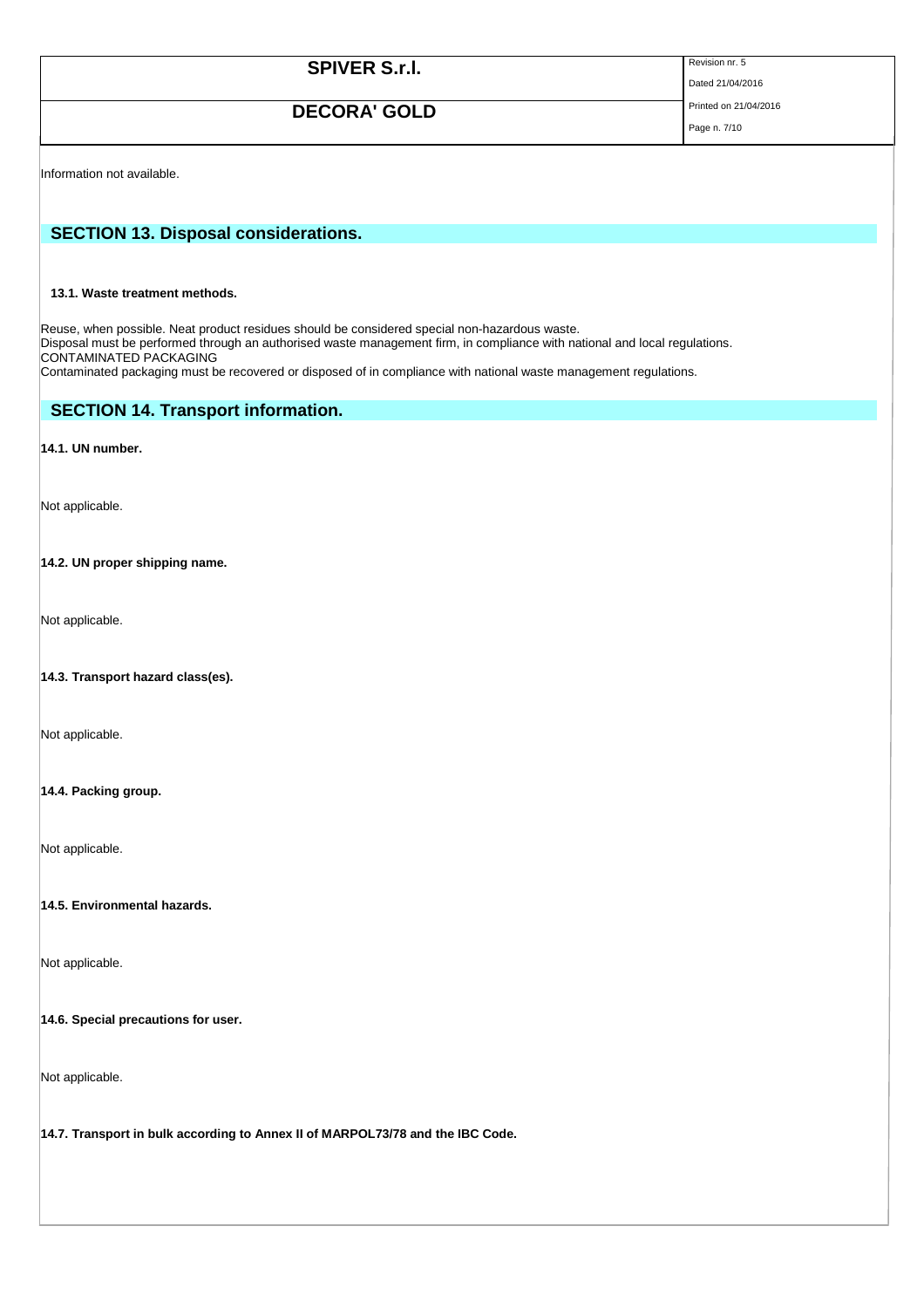Information not available.

## SECTION 13. Disposal considerations.

### 13.1. Waste treatment methods.

Reuse, when possible. Neat product residues should be considered special non-hazardous waste.
Disposal must be performed through an authorised waste management firm, in compliance with national and local regulations.
CONTAMINATED PACKAGING
Contaminated packaging must be recovered or disposed of in compliance with national waste management regulations.

## SECTION 14. Transport information.

**14.1. UN number.**

Not applicable.

**14.2. UN proper shipping name.**

Not applicable.

**14.3. Transport hazard class(es).**

Not applicable.

**14.4. Packing group.**

Not applicable.

**14.5. Environmental hazards.**

Not applicable.

**14.6. Special precautions for user.**

Not applicable.

**14.7. Transport in bulk according to Annex II of MARPOL73/78 and the IBC Code.**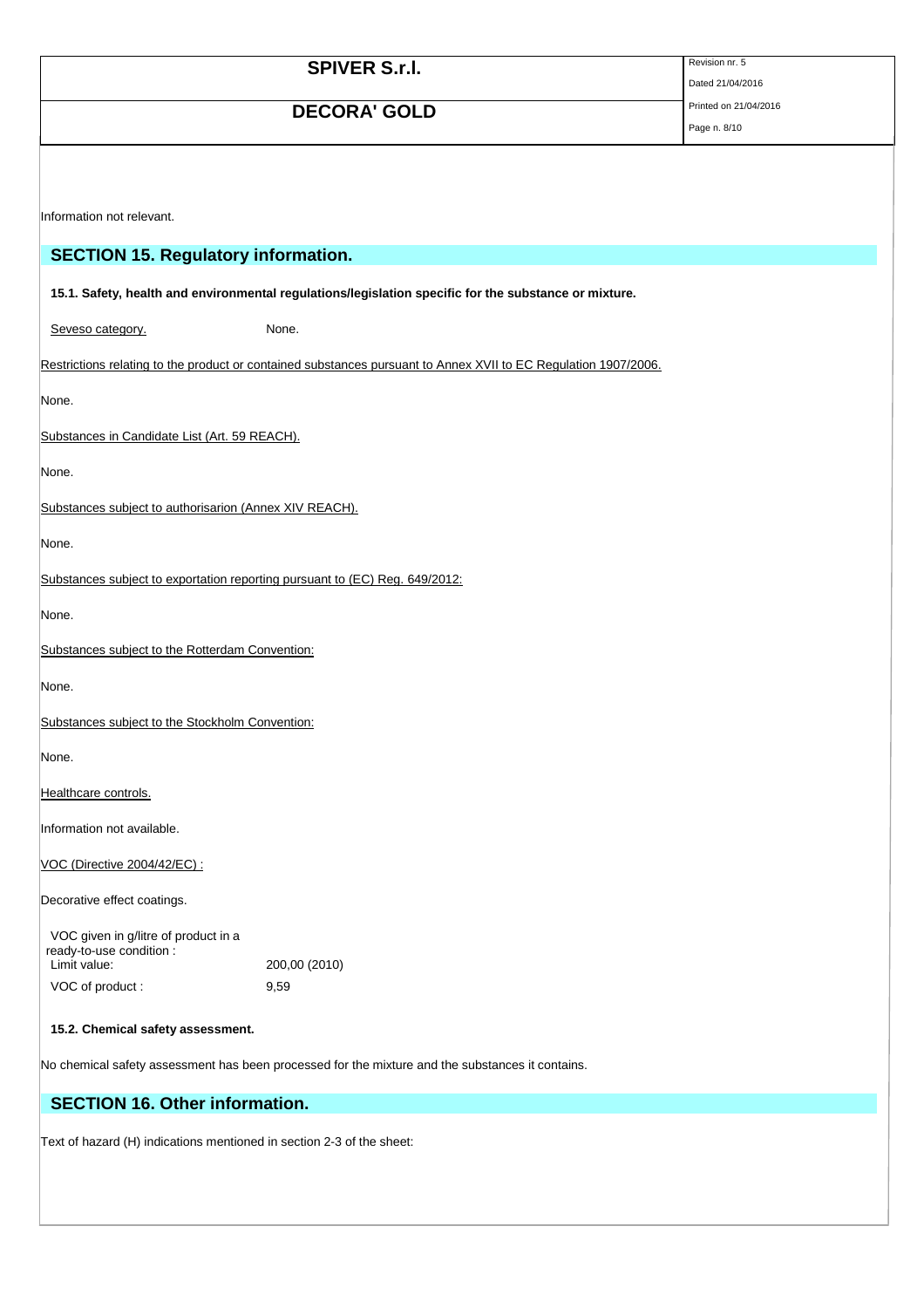Information not relevant.

## SECTION 15. Regulatory information.

### 15.1. Safety, health and environmental regulations/legislation specific for the substance or mixture.

Seveso category. None.

Restrictions relating to the product or contained substances pursuant to Annex XVII to EC Regulation 1907/2006.

None.

Substances in Candidate List (Art. 59 REACH).

None.

Substances subject to authorisarion (Annex XIV REACH).

None.

Substances subject to exportation reporting pursuant to (EC) Reg. 649/2012:

None.

Substances subject to the Rotterdam Convention:

None.

Substances subject to the Stockholm Convention:

None.

Healthcare controls.

Information not available.

VOC (Directive 2004/42/EC) :

Decorative effect coatings.

| VOC given in g/litre of product in a ready-to-use condition : | |
| --- | --- |
| Limit value: | 200,00 (2010) |
| VOC of product : | 9,59 |

### 15.2. Chemical safety assessment.

No chemical safety assessment has been processed for the mixture and the substances it contains.

## SECTION 16. Other information.

Text of hazard (H) indications mentioned in section 2-3 of the sheet: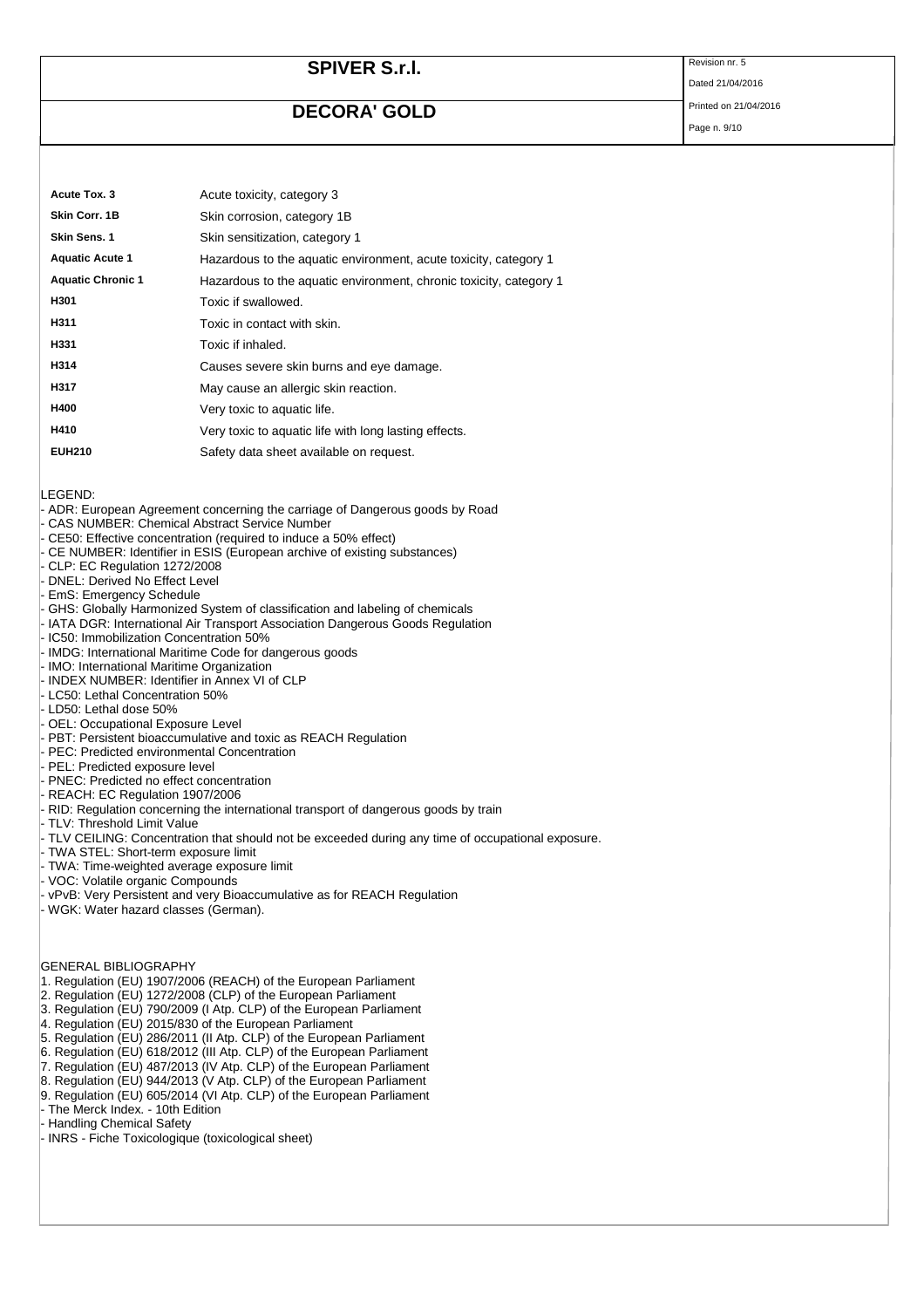| | |
|---|---|
| **Acute Tox. 3** | Acute toxicity, category 3 |
| **Skin Corr. 1B** | Skin corrosion, category 1B |
| **Skin Sens. 1** | Skin sensitization, category 1 |
| **Aquatic Acute 1** | Hazardous to the aquatic environment, acute toxicity, category 1 |
| **Aquatic Chronic 1** | Hazardous to the aquatic environment, chronic toxicity, category 1 |
| **H301** | Toxic if swallowed. |
| **H311** | Toxic in contact with skin. |
| **H331** | Toxic if inhaled. |
| **H314** | Causes severe skin burns and eye damage. |
| **H317** | May cause an allergic skin reaction. |
| **H400** | Very toxic to aquatic life. |
| **H410** | Very toxic to aquatic life with long lasting effects. |
| **EUH210** | Safety data sheet available on request. |

LEGEND:

- ADR: European Agreement concerning the carriage of Dangerous goods by Road
- CAS NUMBER: Chemical Abstract Service Number
- CE50: Effective concentration (required to induce a 50% effect)
- CE NUMBER: Identifier in ESIS (European archive of existing substances)
- CLP: EC Regulation 1272/2008
- DNEL: Derived No Effect Level
- EmS: Emergency Schedule
- GHS: Globally Harmonized System of classification and labeling of chemicals
- IATA DGR: International Air Transport Association Dangerous Goods Regulation
- IC50: Immobilization Concentration 50%
- IMDG: International Maritime Code for dangerous goods
- IMO: International Maritime Organization
- INDEX NUMBER: Identifier in Annex VI of CLP
- LC50: Lethal Concentration 50%
- LD50: Lethal dose 50%
- OEL: Occupational Exposure Level
- PBT: Persistent bioaccumulative and toxic as REACH Regulation
- PEC: Predicted environmental Concentration
- PEL: Predicted exposure level
- PNEC: Predicted no effect concentration
- REACH: EC Regulation 1907/2006
- RID: Regulation concerning the international transport of dangerous goods by train
- TLV: Threshold Limit Value
- TLV CEILING: Concentration that should not be exceeded during any time of occupational exposure.
- TWA STEL: Short-term exposure limit
- TWA: Time-weighted average exposure limit
- VOC: Volatile organic Compounds
- vPvB: Very Persistent and very Bioaccumulative as for REACH Regulation
- WGK: Water hazard classes (German).

GENERAL BIBLIOGRAPHY

1. Regulation (EU) 1907/2006 (REACH) of the European Parliament
2. Regulation (EU) 1272/2008 (CLP) of the European Parliament
3. Regulation (EU) 790/2009 (I Atp. CLP) of the European Parliament
4. Regulation (EU) 2015/830 of the European Parliament
5. Regulation (EU) 286/2011 (II Atp. CLP) of the European Parliament
6. Regulation (EU) 618/2012 (III Atp. CLP) of the European Parliament
7. Regulation (EU) 487/2013 (IV Atp. CLP) of the European Parliament
8. Regulation (EU) 944/2013 (V Atp. CLP) of the European Parliament
9. Regulation (EU) 605/2014 (VI Atp. CLP) of the European Parliament

- The Merck Index. - 10th Edition
- Handling Chemical Safety
- INRS - Fiche Toxicologique (toxicological sheet)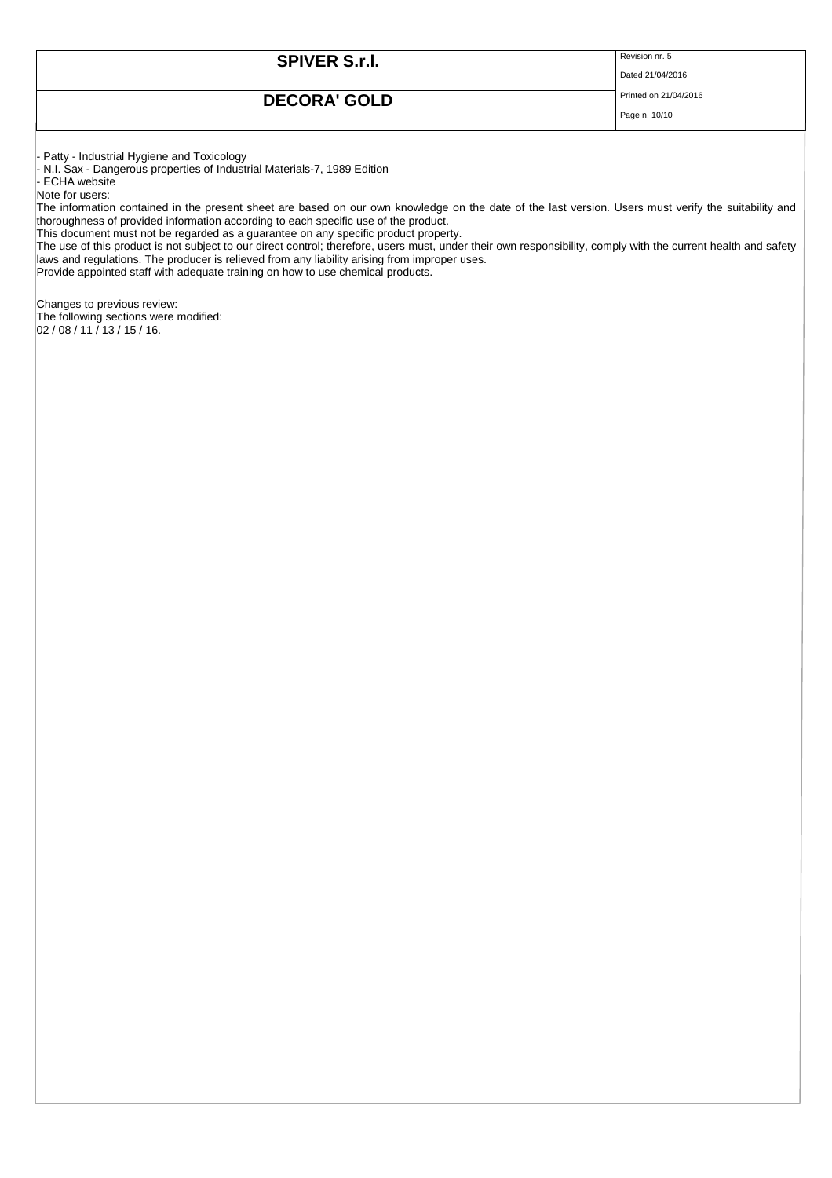- Patty - Industrial Hygiene and Toxicology
- N.I. Sax - Dangerous properties of Industrial Materials-7, 1989 Edition
- ECHA website

Note for users:

The information contained in the present sheet are based on our own knowledge on the date of the last version. Users must verify the suitability and thoroughness of provided information according to each specific use of the product.

This document must not be regarded as a guarantee on any specific product property.

The use of this product is not subject to our direct control; therefore, users must, under their own responsibility, comply with the current health and safety laws and regulations. The producer is relieved from any liability arising from improper uses.

Provide appointed staff with adequate training on how to use chemical products.

Changes to previous review:

The following sections were modified:

02 / 08 / 11 / 13 / 15 / 16.